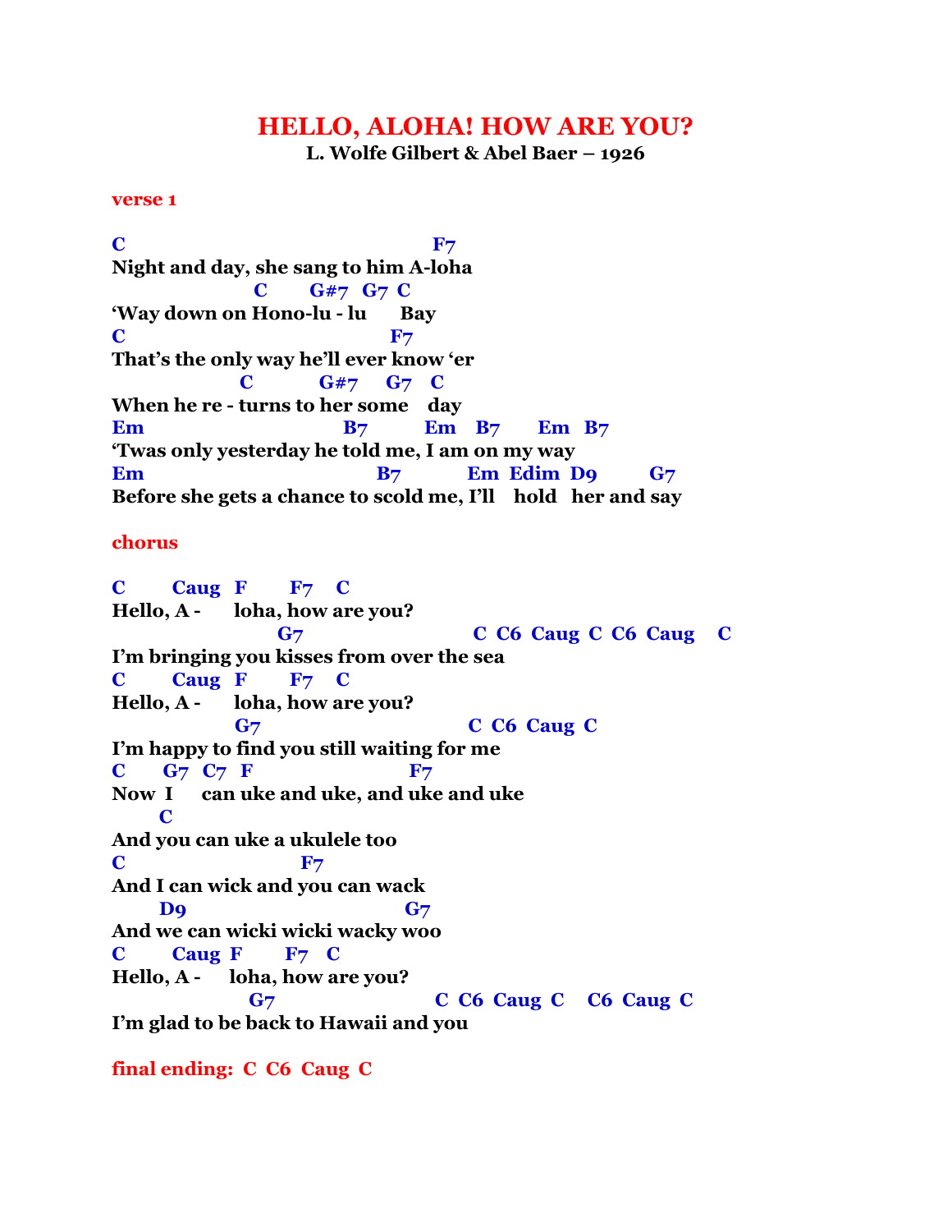# HELLO, ALOHA! HOW ARE YOU?

**L. Wolfe Gilbert & Abel Baer – 1926**

**verse 1**

```
C                                          F7
Night and day, she sang to him A-loha
                   C      G#7  G7  C
'Way down on Hono-lu - lu      Bay
C                                    F7
That's the only way he'll ever know 'er
                 C         G#7    G7   C
When he re - turns to her some    day
Em                          B7        Em    B7      Em   B7
'Twas only yesterday he told me, I am on my way
Em                               B7         Em  Edim  D9        G7
Before she gets a chance to scold me, I'll    hold   her and say
```

**chorus**

```
C        Caug   F       F7    C
Hello, A -      loha, how are you?
                     G7                         C  C6  Caug  C  C6  Caug    C
I'm bringing you kisses from over the sea
C        Caug   F       F7    C
Hello, A -      loha, how are you?
                G7                              C  C6  Caug  C
I'm happy to find you still waiting for me
C      G7  C7   F                       F7
Now  I     can uke and uke, and uke and uke
      C
And you can uke a ukulele too
C                         F7
And I can wick and you can wack
      D9                             G7
And we can wicki wicki wacky woo
C        Caug  F       F7   C
Hello, A -     loha, how are you?
                  G7                        C  C6  Caug  C    C6  Caug  C
I'm glad to be back to Hawaii and you
```

**final ending: C C6 Caug C**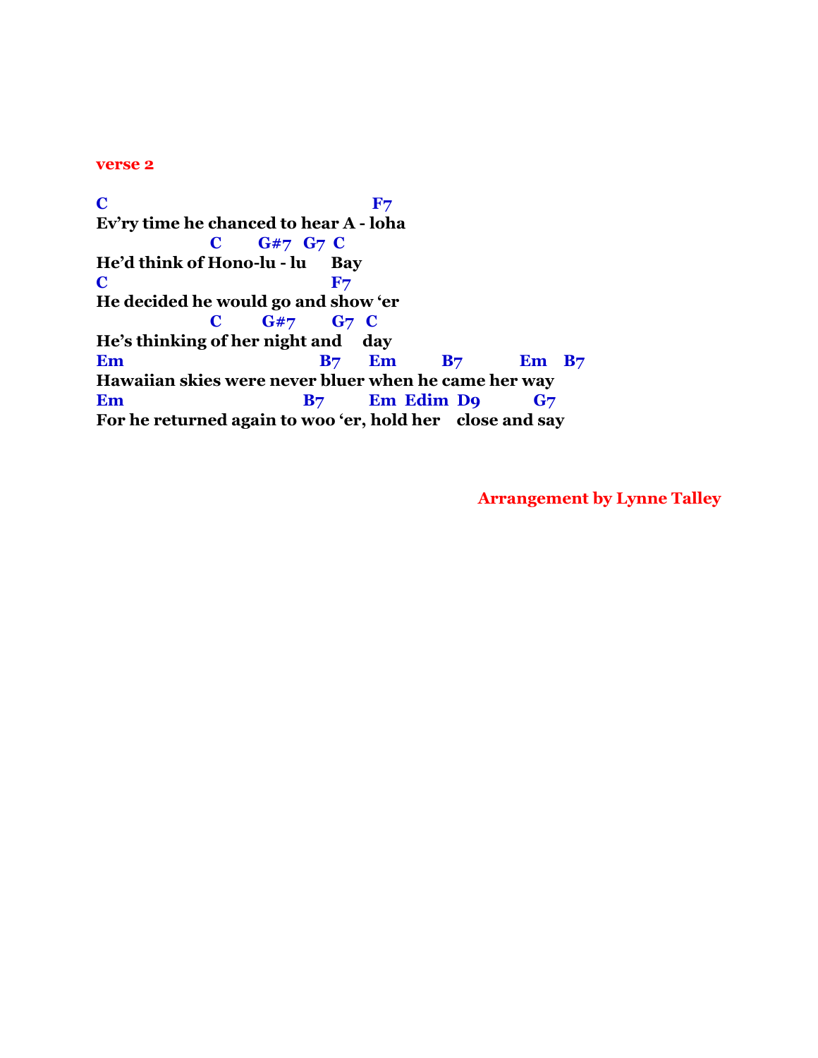**verse 2**

```
C                                          F7
Ev'ry time he chanced to hear A - loha
                  C       G#7   G7  C
He'd think of Hono-lu - lu      Bay
C                                    F7
He decided he would go and show 'er
                  C        G#7       G7   C
He's thinking of her night and     day
Em                                B7      Em         B7           Em    B7
Hawaiian skies were never bluer when he came her way
Em                             B7         Em  Edim  D9           G7
For he returned again to woo 'er, hold her    close and say
```

**Arrangement by Lynne Talley**